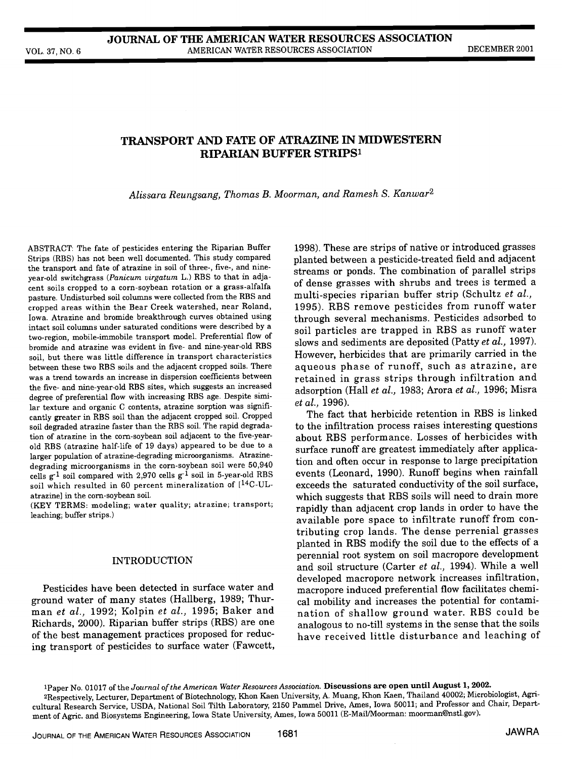# TRANSPORT AND FATE OF ATRAZINE IN MIDWESTERN RIPARIAN BUFFER STRIPS[1]

*Alissara Reungsang, Thomas B. Moorman, and Ramesh S. Kanwar*[2]

ABSTRACT: The fate of pesticides entering the Riparian Buffer Strips (RBS) has not been well documented. This study compared the transport and fate of atrazine in soil of three-, five-, and nine-year-old switchgrass (*Panicum virgatum* L.) RBS to that in adjacent soils cropped to a corn-soybean rotation or a grass-alfalfa pasture. Undisturbed soil columns were collected from the RBS and cropped areas within the Bear Creek watershed, near Roland, Iowa. Atrazine and bromide breakthrough curves obtained using intact soil columns under saturated conditions were described by a two-region, mobile-immobile transport model. Preferential flow of bromide and atrazine was evident in five- and nine-year-old RBS soil, but there was little difference in transport characteristics between these two RBS soils and the adjacent cropped soils. There was a trend towards an increase in dispersion coefficients between the five- and nine-year-old RBS sites, which suggests an increased degree of preferential flow with increasing RBS age. Despite similar texture and organic C contents, atrazine sorption was significantly greater in RBS soil than the adjacent cropped soil. Cropped soil degraded atrazine faster than the RBS soil. The rapid degradation of atrazine in the corn-soybean soil adjacent to the five-year-old RBS (atrazine half-life of 19 days) appeared to be due to a larger population of atrazine-degrading microorganisms. Atrazine-degrading microorganisms in the corn-soybean soil were 50,940 cells $g^{-1}$ soil compared with 2,970 cells $g^{-1}$ soil in 5-year-old RBS soil which resulted in 60 percent mineralization of [$^{14}$C-UL-atrazine] in the corn-soybean soil.

(KEY TERMS: modeling; water quality; atrazine; transport; leaching; buffer strips.)

## INTRODUCTION

Pesticides have been detected in surface water and ground water of many states (Hallberg, 1989; Thurman *et al.*, 1992; Kolpin *et al.*, 1995; Baker and Richards, 2000). Riparian buffer strips (RBS) are one of the best management practices proposed for reducing transport of pesticides to surface water (Fawcett, 1998). These are strips of native or introduced grasses planted between a pesticide-treated field and adjacent streams or ponds. The combination of parallel strips of dense grasses with shrubs and trees is termed a multi-species riparian buffer strip (Schultz *et al.*, 1995). RBS remove pesticides from runoff water through several mechanisms. Pesticides adsorbed to soil particles are trapped in RBS as runoff water slows and sediments are deposited (Patty *et al.*, 1997). However, herbicides that are primarily carried in the aqueous phase of runoff, such as atrazine, are retained in grass strips through infiltration and adsorption (Hall *et al.*, 1983; Arora *et al.*, 1996; Misra *et al.*, 1996).

The fact that herbicide retention in RBS is linked to the infiltration process raises interesting questions about RBS performance. Losses of herbicides with surface runoff are greatest immediately after application and often occur in response to large precipitation events (Leonard, 1990). Runoff begins when rainfall exceeds the saturated conductivity of the soil surface, which suggests that RBS soils will need to drain more rapidly than adjacent crop lands in order to have the available pore space to infiltrate runoff from contributing crop lands. The dense perrenial grasses planted in RBS modify the soil due to the effects of a perennial root system on soil macropore development and soil structure (Carter *et al.*, 1994). While a well developed macropore network increases infiltration, macropore induced preferential flow facilitates chemical mobility and increases the potential for contamination of shallow ground water. RBS could be analogous to no-till systems in the sense that the soils have received little disturbance and leaching of

[1]Paper No. 01017 of the *Journal of the American Water Resources Association*. **Discussions are open until August 1, 2002.**

[2]Respectively, Lecturer, Department of Biotechnology, Khon Kaen University, A. Muang, Khon Kaen, Thailand 40002; Microbiologist, Agricultural Research Service, USDA, National Soil Tilth Laboratory, 2150 Pammel Drive, Ames, Iowa 50011; and Professor and Chair, Department of Agric. and Biosystems Engineering, Iowa State University, Ames, Iowa 50011 (E-Mail/Moorman: moorman@nstl.gov).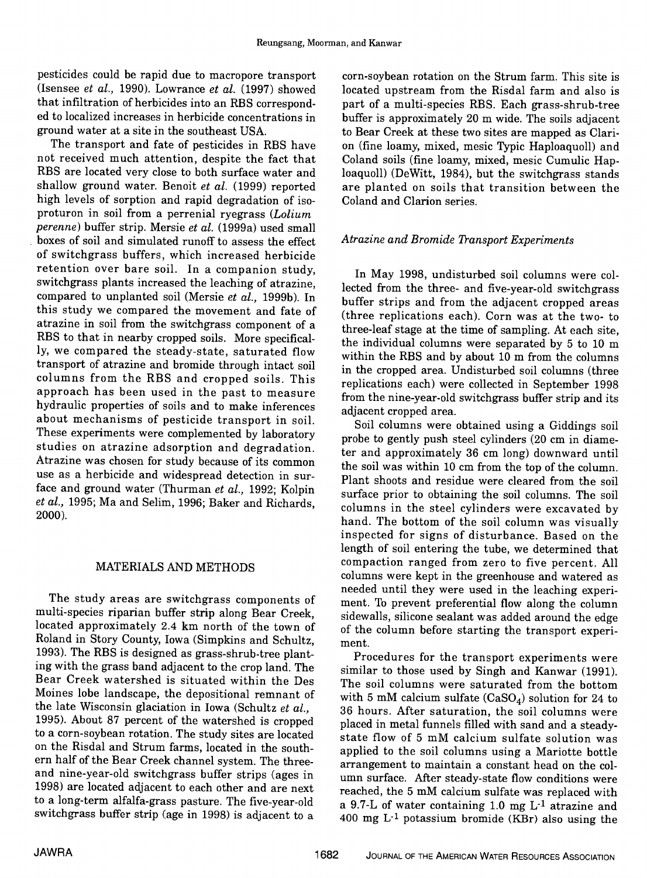pesticides could be rapid due to macropore transport (Isensee *et al.*, 1990). Lowrance *et al.* (1997) showed that infiltration of herbicides into an RBS corresponded to localized increases in herbicide concentrations in ground water at a site in the southeast USA.

The transport and fate of pesticides in RBS have not received much attention, despite the fact that RBS are located very close to both surface water and shallow ground water. Benoit *et al.* (1999) reported high levels of sorption and rapid degradation of isoproturon in soil from a perrenial ryegrass (*Lolium perenne*) buffer strip. Mersie *et al.* (1999a) used small boxes of soil and simulated runoff to assess the effect of switchgrass buffers, which increased herbicide retention over bare soil. In a companion study, switchgrass plants increased the leaching of atrazine, compared to unplanted soil (Mersie *et al.*, 1999b). In this study we compared the movement and fate of atrazine in soil from the switchgrass component of a RBS to that in nearby cropped soils. More specifically, we compared the steady-state, saturated flow transport of atrazine and bromide through intact soil columns from the RBS and cropped soils. This approach has been used in the past to measure hydraulic properties of soils and to make inferences about mechanisms of pesticide transport in soil. These experiments were complemented by laboratory studies on atrazine adsorption and degradation. Atrazine was chosen for study because of its common use as a herbicide and widespread detection in surface and ground water (Thurman *et al.*, 1992; Kolpin *et al.*, 1995; Ma and Selim, 1996; Baker and Richards, 2000).

## MATERIALS AND METHODS

The study areas are switchgrass components of multi-species riparian buffer strip along Bear Creek, located approximately 2.4 km north of the town of Roland in Story County, Iowa (Simpkins and Schultz, 1993). The RBS is designed as grass-shrub-tree planting with the grass band adjacent to the crop land. The Bear Creek watershed is situated within the Des Moines lobe landscape, the depositional remnant of the late Wisconsin glaciation in Iowa (Schultz *et al.*, 1995). About 87 percent of the watershed is cropped to a corn-soybean rotation. The study sites are located on the Risdal and Strum farms, located in the southern half of the Bear Creek channel system. The three- and nine-year-old switchgrass buffer strips (ages in 1998) are located adjacent to each other and are next to a long-term alfalfa-grass pasture. The five-year-old switchgrass buffer strip (age in 1998) is adjacent to a corn-soybean rotation on the Strum farm. This site is located upstream from the Risdal farm and also is part of a multi-species RBS. Each grass-shrub-tree buffer is approximately 20 m wide. The soils adjacent to Bear Creek at these two sites are mapped as Clarion (fine loamy, mixed, mesic Typic Haploaquoll) and Coland soils (fine loamy, mixed, mesic Cumulic Haploaquoll) (DeWitt, 1984), but the switchgrass stands are planted on soils that transition between the Coland and Clarion series.

### *Atrazine and Bromide Transport Experiments*

In May 1998, undisturbed soil columns were collected from the three- and five-year-old switchgrass buffer strips and from the adjacent cropped areas (three replications each). Corn was at the two- to three-leaf stage at the time of sampling. At each site, the individual columns were separated by 5 to 10 m within the RBS and by about 10 m from the columns in the cropped area. Undisturbed soil columns (three replications each) were collected in September 1998 from the nine-year-old switchgrass buffer strip and its adjacent cropped area.

Soil columns were obtained using a Giddings soil probe to gently push steel cylinders (20 cm in diameter and approximately 36 cm long) downward until the soil was within 10 cm from the top of the column. Plant shoots and residue were cleared from the soil surface prior to obtaining the soil columns. The soil columns in the steel cylinders were excavated by hand. The bottom of the soil column was visually inspected for signs of disturbance. Based on the length of soil entering the tube, we determined that compaction ranged from zero to five percent. All columns were kept in the greenhouse and watered as needed until they were used in the leaching experiment. To prevent preferential flow along the column sidewalls, silicone sealant was added around the edge of the column before starting the transport experiment.

Procedures for the transport experiments were similar to those used by Singh and Kanwar (1991). The soil columns were saturated from the bottom with 5 mM calcium sulfate ($CaSO_4$) solution for 24 to 36 hours. After saturation, the soil columns were placed in metal funnels filled with sand and a steady-state flow of 5 mM calcium sulfate solution was applied to the soil columns using a Mariotte bottle arrangement to maintain a constant head on the column surface. After steady-state flow conditions were reached, the 5 mM calcium sulfate was replaced with a 9.7-L of water containing 1.0 mg $L^{-1}$ atrazine and 400 mg $L^{-1}$ potassium bromide (KBr) also using the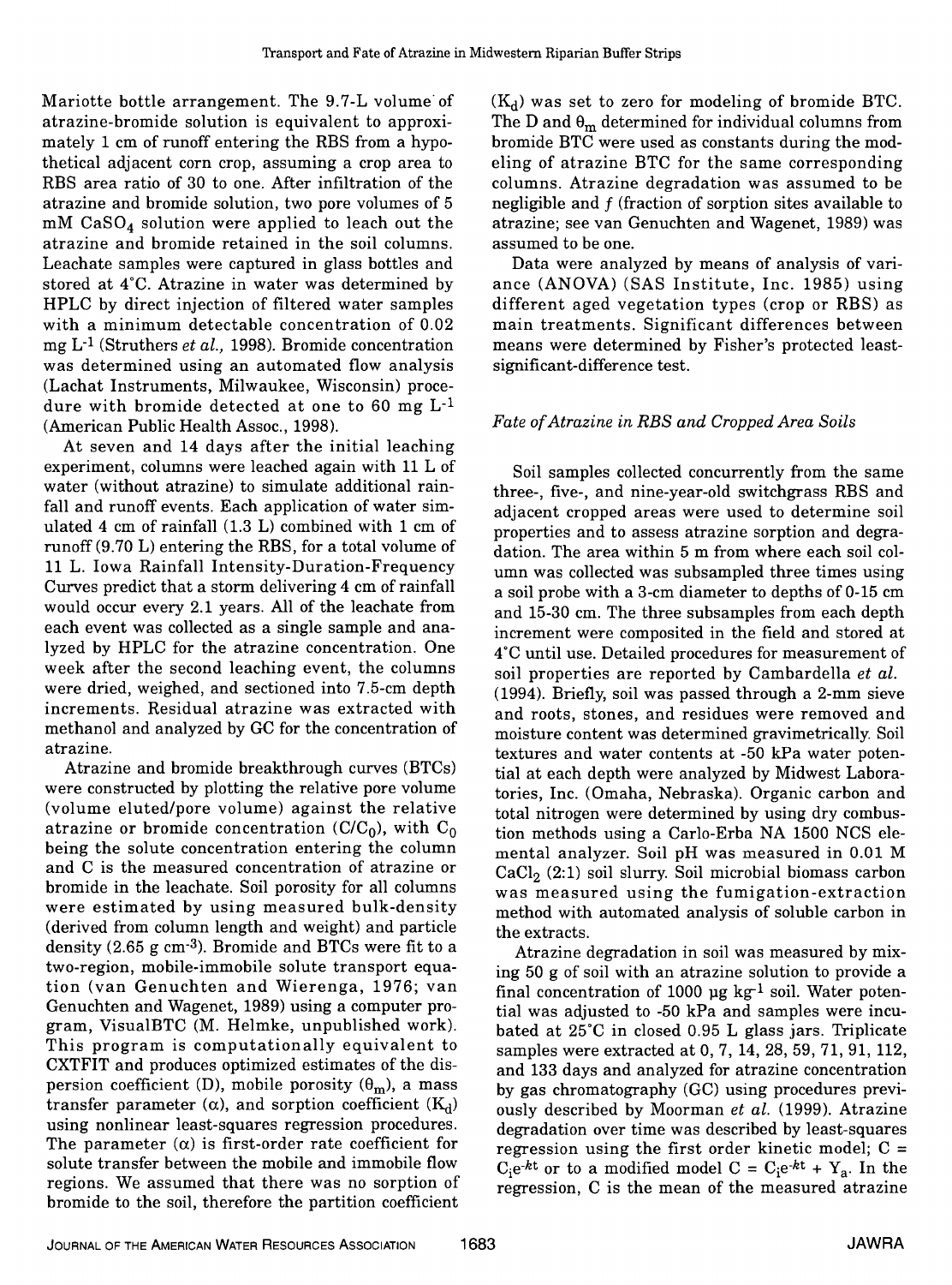Mariotte bottle arrangement. The 9.7-L volume of atrazine-bromide solution is equivalent to approximately 1 cm of runoff entering the RBS from a hypothetical adjacent corn crop, assuming a crop area to RBS area ratio of 30 to one. After infiltration of the atrazine and bromide solution, two pore volumes of 5 mM $CaSO_4$ solution were applied to leach out the atrazine and bromide retained in the soil columns. Leachate samples were captured in glass bottles and stored at 4°C. Atrazine in water was determined by HPLC by direct injection of filtered water samples with a minimum detectable concentration of 0.02 mg $L^{-1}$ (Struthers *et al.,* 1998). Bromide concentration was determined using an automated flow analysis (Lachat Instruments, Milwaukee, Wisconsin) procedure with bromide detected at one to 60 mg $L^{-1}$ (American Public Health Assoc., 1998).

At seven and 14 days after the initial leaching experiment, columns were leached again with 11 L of water (without atrazine) to simulate additional rainfall and runoff events. Each application of water simulated 4 cm of rainfall (1.3 L) combined with 1 cm of runoff (9.70 L) entering the RBS, for a total volume of 11 L. Iowa Rainfall Intensity-Duration-Frequency Curves predict that a storm delivering 4 cm of rainfall would occur every 2.1 years. All of the leachate from each event was collected as a single sample and analyzed by HPLC for the atrazine concentration. One week after the second leaching event, the columns were dried, weighed, and sectioned into 7.5-cm depth increments. Residual atrazine was extracted with methanol and analyzed by GC for the concentration of atrazine.

Atrazine and bromide breakthrough curves (BTCs) were constructed by plotting the relative pore volume (volume eluted/pore volume) against the relative atrazine or bromide concentration ($C/C_0$), with $C_0$ being the solute concentration entering the column and C is the measured concentration of atrazine or bromide in the leachate. Soil porosity for all columns were estimated by using measured bulk-density (derived from column length and weight) and particle density (2.65 g $cm^{-3}$). Bromide and BTCs were fit to a two-region, mobile-immobile solute transport equation (van Genuchten and Wierenga, 1976; van Genuchten and Wagenet, 1989) using a computer program, VisualBTC (M. Helmke, unpublished work). This program is computationally equivalent to CXTFIT and produces optimized estimates of the dispersion coefficient (D), mobile porosity ($\theta_m$), a mass transfer parameter ($\alpha$), and sorption coefficient ($K_d$) using nonlinear least-squares regression procedures. The parameter ($\alpha$) is first-order rate coefficient for solute transfer between the mobile and immobile flow regions. We assumed that there was no sorption of bromide to the soil, therefore the partition coefficient ($K_d$) was set to zero for modeling of bromide BTC. The D and $\theta_m$ determined for individual columns from bromide BTC were used as constants during the modeling of atrazine BTC for the same corresponding columns. Atrazine degradation was assumed to be negligible and $f$ (fraction of sorption sites available to atrazine; see van Genuchten and Wagenet, 1989) was assumed to be one.

Data were analyzed by means of analysis of variance (ANOVA) (SAS Institute, Inc. 1985) using different aged vegetation types (crop or RBS) as main treatments. Significant differences between means were determined by Fisher's protected least-significant-difference test.

### *Fate of Atrazine in RBS and Cropped Area Soils*

Soil samples collected concurrently from the same three-, five-, and nine-year-old switchgrass RBS and adjacent cropped areas were used to determine soil properties and to assess atrazine sorption and degradation. The area within 5 m from where each soil column was collected was subsampled three times using a soil probe with a 3-cm diameter to depths of 0-15 cm and 15-30 cm. The three subsamples from each depth increment were composited in the field and stored at 4°C until use. Detailed procedures for measurement of soil properties are reported by Cambardella *et al.* (1994). Briefly, soil was passed through a 2-mm sieve and roots, stones, and residues were removed and moisture content was determined gravimetrically. Soil textures and water contents at -50 kPa water potential at each depth were analyzed by Midwest Laboratories, Inc. (Omaha, Nebraska). Organic carbon and total nitrogen were determined by using dry combustion methods using a Carlo-Erba NA 1500 NCS elemental analyzer. Soil pH was measured in 0.01 M $CaCl_2$ (2:1) soil slurry. Soil microbial biomass carbon was measured using the fumigation-extraction method with automated analysis of soluble carbon in the extracts.

Atrazine degradation in soil was measured by mixing 50 g of soil with an atrazine solution to provide a final concentration of 1000 µg $kg^{-1}$ soil. Water potential was adjusted to -50 kPa and samples were incubated at 25°C in closed 0.95 L glass jars. Triplicate samples were extracted at 0, 7, 14, 28, 59, 71, 91, 112, and 133 days and analyzed for atrazine concentration by gas chromatography (GC) using procedures previously described by Moorman *et al.* (1999). Atrazine degradation over time was described by least-squares regression using the first order kinetic model; $C = C_i e^{-kt}$ or to a modified model $C = C_i e^{-kt} + Y_a$. In the regression, C is the mean of the measured atrazine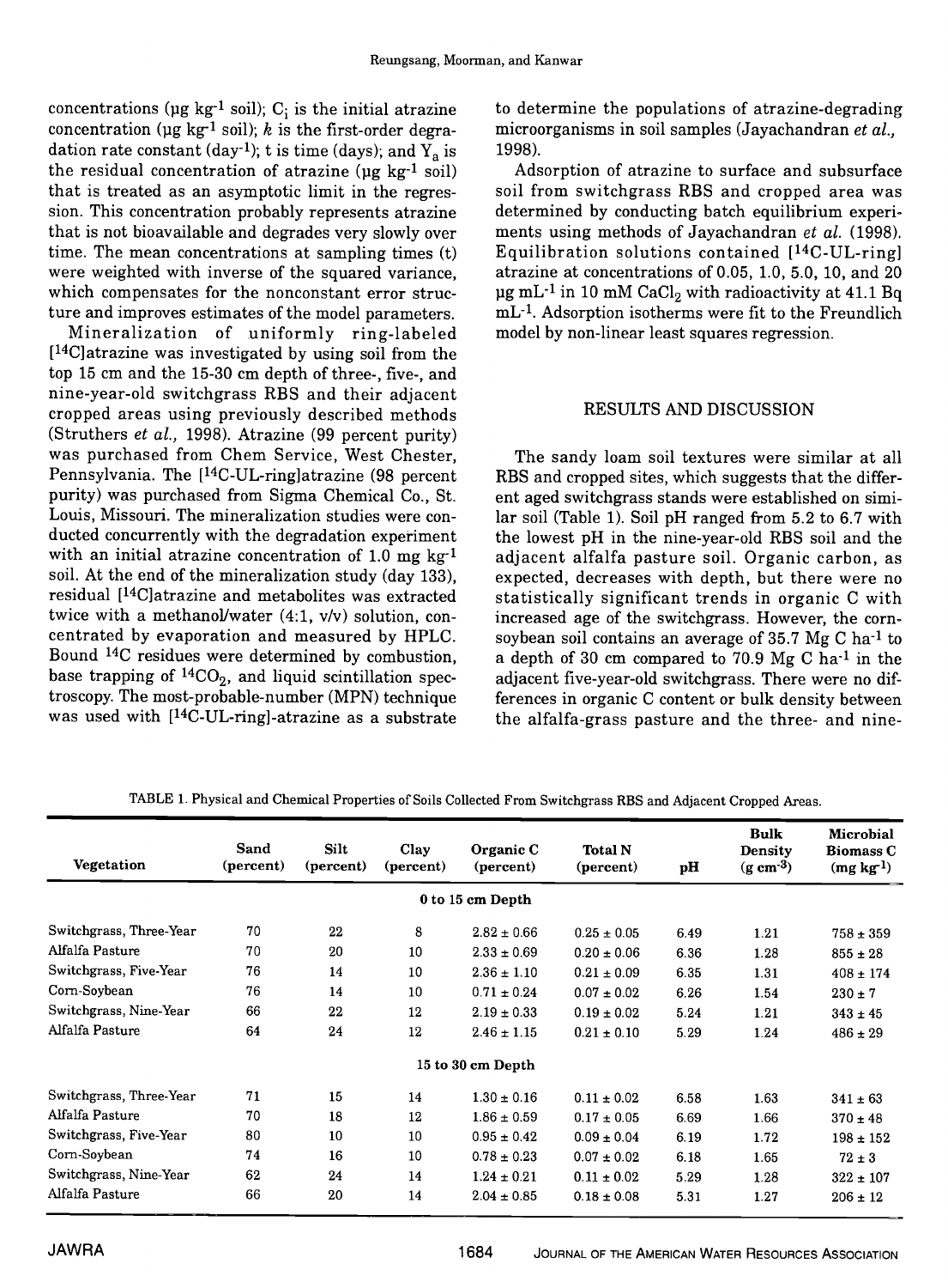concentrations (μg $kg^{-1}$ soil); $C_i$ is the initial atrazine concentration (μg $kg^{-1}$ soil); $k$ is the first-order degradation rate constant ($day^{-1}$); t is time (days); and $Y_a$ is the residual concentration of atrazine (μg $kg^{-1}$ soil) that is treated as an asymptotic limit in the regression. This concentration probably represents atrazine that is not bioavailable and degrades very slowly over time. The mean concentrations at sampling times (t) were weighted with inverse of the squared variance, which compensates for the nonconstant error structure and improves estimates of the model parameters.

Mineralization of uniformly ring-labeled [$^{14}$C]atrazine was investigated by using soil from the top 15 cm and the 15-30 cm depth of three-, five-, and nine-year-old switchgrass RBS and their adjacent cropped areas using previously described methods (Struthers *et al.,* 1998). Atrazine (99 percent purity) was purchased from Chem Service, West Chester, Pennsylvania. The [$^{14}$C-UL-ring]atrazine (98 percent purity) was purchased from Sigma Chemical Co., St. Louis, Missouri. The mineralization studies were conducted concurrently with the degradation experiment with an initial atrazine concentration of 1.0 mg $kg^{-1}$ soil. At the end of the mineralization study (day 133), residual [$^{14}$C]atrazine and metabolites was extracted twice with a methanol/water (4:1, v/v) solution, concentrated by evaporation and measured by HPLC. Bound $^{14}$C residues were determined by combustion, base trapping of $^{14}CO_2$, and liquid scintillation spectroscopy. The most-probable-number (MPN) technique was used with [$^{14}$C-UL-ring]-atrazine as a substrate to determine the populations of atrazine-degrading microorganisms in soil samples (Jayachandran *et al.,* 1998).

Adsorption of atrazine to surface and subsurface soil from switchgrass RBS and cropped area was determined by conducting batch equilibrium experiments using methods of Jayachandran *et al.* (1998). Equilibration solutions contained [$^{14}$C-UL-ring] atrazine at concentrations of 0.05, 1.0, 5.0, 10, and 20 μg $mL^{-1}$ in 10 mM $CaCl_2$ with radioactivity at 41.1 Bq $mL^{-1}$. Adsorption isotherms were fit to the Freundlich model by non-linear least squares regression.

## RESULTS AND DISCUSSION

The sandy loam soil textures were similar at all RBS and cropped sites, which suggests that the different aged switchgrass stands were established on similar soil (Table 1). Soil pH ranged from 5.2 to 6.7 with the lowest pH in the nine-year-old RBS soil and the adjacent alfalfa pasture soil. Organic carbon, as expected, decreases with depth, but there were no statistically significant trends in organic C with increased age of the switchgrass. However, the corn-soybean soil contains an average of 35.7 Mg C $ha^{-1}$ to a depth of 30 cm compared to 70.9 Mg C $ha^{-1}$ in the adjacent five-year-old switchgrass. There were no differences in organic C content or bulk density between the alfalfa-grass pasture and the three- and nine-

TABLE 1. Physical and Chemical Properties of Soils Collected From Switchgrass RBS and Adjacent Cropped Areas.

| Vegetation | Sand (percent) | Silt (percent) | Clay (percent) | Organic C (percent) | Total N (percent) | pH | Bulk Density (g $cm^{-3}$) | Microbial Biomass C (mg $kg^{-1}$) |
|---|---|---|---|---|---|---|---|---|
| **0 to 15 cm Depth** | | | | | | | | |
| Switchgrass, Three-Year | 70 | 22 | 8 | 2.82 ± 0.66 | 0.25 ± 0.05 | 6.49 | 1.21 | 758 ± 359 |
| Alfalfa Pasture | 70 | 20 | 10 | 2.33 ± 0.69 | 0.20 ± 0.06 | 6.36 | 1.28 | 855 ± 28 |
| Switchgrass, Five-Year | 76 | 14 | 10 | 2.36 ± 1.10 | 0.21 ± 0.09 | 6.35 | 1.31 | 408 ± 174 |
| Corn-Soybean | 76 | 14 | 10 | 0.71 ± 0.24 | 0.07 ± 0.02 | 6.26 | 1.54 | 230 ± 7 |
| Switchgrass, Nine-Year | 66 | 22 | 12 | 2.19 ± 0.33 | 0.19 ± 0.02 | 5.24 | 1.21 | 343 ± 45 |
| Alfalfa Pasture | 64 | 24 | 12 | 2.46 ± 1.15 | 0.21 ± 0.10 | 5.29 | 1.24 | 486 ± 29 |
| **15 to 30 cm Depth** | | | | | | | | |
| Switchgrass, Three-Year | 71 | 15 | 14 | 1.30 ± 0.16 | 0.11 ± 0.02 | 6.58 | 1.63 | 341 ± 63 |
| Alfalfa Pasture | 70 | 18 | 12 | 1.86 ± 0.59 | 0.17 ± 0.05 | 6.69 | 1.66 | 370 ± 48 |
| Switchgrass, Five-Year | 80 | 10 | 10 | 0.95 ± 0.42 | 0.09 ± 0.04 | 6.19 | 1.72 | 198 ± 152 |
| Corn-Soybean | 74 | 16 | 10 | 0.78 ± 0.23 | 0.07 ± 0.02 | 6.18 | 1.65 | 72 ± 3 |
| Switchgrass, Nine-Year | 62 | 24 | 14 | 1.24 ± 0.21 | 0.11 ± 0.02 | 5.29 | 1.28 | 322 ± 107 |
| Alfalfa Pasture | 66 | 20 | 14 | 2.04 ± 0.85 | 0.18 ± 0.08 | 5.31 | 1.27 | 206 ± 12 |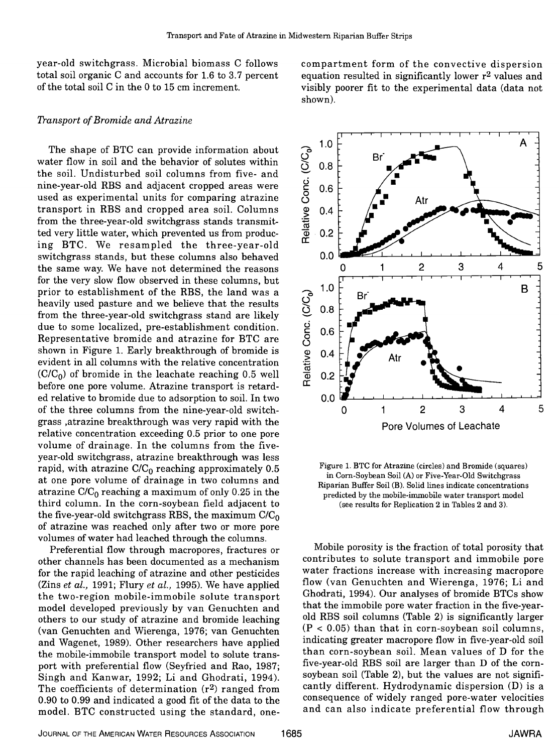year-old switchgrass. Microbial biomass C follows total soil organic C and accounts for 1.6 to 3.7 percent of the total soil C in the 0 to 15 cm increment.

### *Transport of Bromide and Atrazine*

The shape of BTC can provide information about water flow in soil and the behavior of solutes within the soil. Undisturbed soil columns from five- and nine-year-old RBS and adjacent cropped areas were used as experimental units for comparing atrazine transport in RBS and cropped area soil. Columns from the three-year-old switchgrass stands transmitted very little water, which prevented us from producing BTC. We resampled the three-year-old switchgrass stands, but these columns also behaved the same way. We have not determined the reasons for the very slow flow observed in these columns, but prior to establishment of the RBS, the land was a heavily used pasture and we believe that the results from the three-year-old switchgrass stand are likely due to some localized, pre-establishment condition. Representative bromide and atrazine for BTC are shown in Figure 1. Early breakthrough of bromide is evident in all columns with the relative concentration ($C/C_0$) of bromide in the leachate reaching 0.5 well before one pore volume. Atrazine transport is retarded relative to bromide due to adsorption to soil. In two of the three columns from the nine-year-old switchgrass ,atrazine breakthrough was very rapid with the relative concentration exceeding 0.5 prior to one pore volume of drainage. In the columns from the five-year-old switchgrass, atrazine breakthrough was less rapid, with atrazine $C/C_0$ reaching approximately 0.5 at one pore volume of drainage in two columns and atrazine $C/C_0$ reaching a maximum of only 0.25 in the third column. In the corn-soybean field adjacent to the five-year-old switchgrass RBS, the maximum $C/C_0$ of atrazine was reached only after two or more pore volumes of water had leached through the columns.

Preferential flow through macropores, fractures or other channels has been documented as a mechanism for the rapid leaching of atrazine and other pesticides (Zins *et al.*, 1991; Flury *et al.*, 1995). We have applied the two-region mobile-immobile solute transport model developed previously by van Genuchten and others to our study of atrazine and bromide leaching (van Genuchten and Wierenga, 1976; van Genuchten and Wagenet, 1989). Other researchers have applied the mobile-immobile transport model to solute transport with preferential flow (Seyfried and Rao, 1987; Singh and Kanwar, 1992; Li and Ghodrati, 1994). The coefficients of determination ($r^2$) ranged from 0.90 to 0.99 and indicated a good fit of the data to the model. BTC constructed using the standard, one-compartment form of the convective dispersion equation resulted in significantly lower $r^2$ values and visibly poorer fit to the experimental data (data not shown).

Figure 1. BTC for Atrazine (circles) and Bromide (squares) in Corn-Soybean Soil (A) or Five-Year-Old Switchgrass Riparian Buffer Soil (B). Solid lines indicate concentrations predicted by the mobile-immobile water transport model (see results for Replication 2 in Tables 2 and 3).

Mobile porosity is the fraction of total porosity that contributes to solute transport and immobile pore water fractions increase with increasing macropore flow (van Genuchten and Wierenga, 1976; Li and Ghodrati, 1994). Our analyses of bromide BTCs show that the immobile pore water fraction in the five-year-old RBS soil columns (Table 2) is significantly larger ($P < 0.05$) than that in corn-soybean soil columns, indicating greater macropore flow in five-year-old soil than corn-soybean soil. Mean values of D for the five-year-old RBS soil are larger than D of the corn-soybean soil (Table 2), but the values are not significantly different. Hydrodynamic dispersion (D) is a consequence of widely ranged pore-water velocities and can also indicate preferential flow through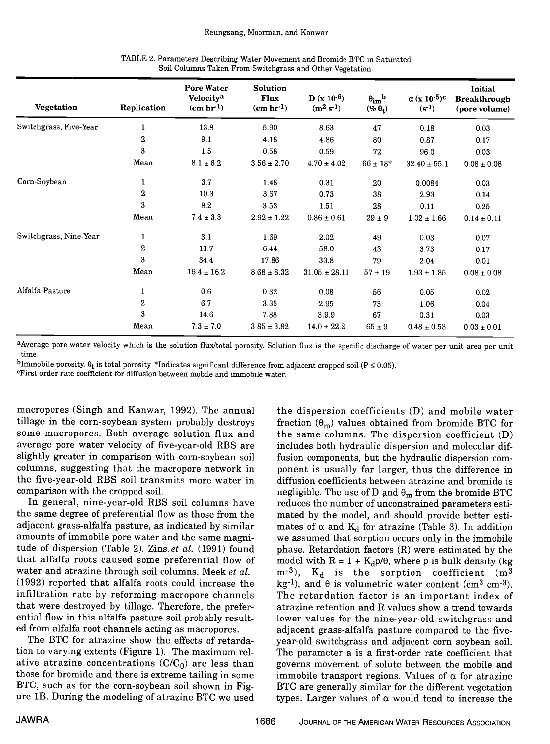TABLE 2. Parameters Describing Water Movement and Bromide BTC in Saturated Soil Columns Taken From Switchgrass and Other Vegetation.

| Vegetation | Replication | Pore Water Velocity[a] (cm hr$^{-1}$) | Solution Flux (cm hr$^{-1}$) | D (x $10^{-6}$) (m$^2$ s$^{-1}$) | $\theta_{im}$[b] (% $\theta_t$) | $\alpha$ (x $10^{-5}$)[c] (s$^{-1}$) | Initial Breakthrough (pore volume) |
|---|---|---|---|---|---|---|---|
| Switchgrass, Five-Year | 1 | 13.8 | 5.90 | 8.63 | 47 | 0.18 | 0.03 |
| | 2 | 9.1 | 4.18 | 4.86 | 80 | 0.87 | 0.17 |
| | 3 | 1.5 | 0.58 | 0.59 | 72 | 96.0 | 0.03 |
| | Mean | 8.1 ± 6.2 | 3.56 ± 2.70 | 4.70 ± 4.02 | 66 ± 18* | 32.40 ± 55.1 | 0.08 ± 0.08 |
| Corn-Soybean | 1 | 3.7 | 1.48 | 0.31 | 20 | 0.0084 | 0.03 |
| | 2 | 10.3 | 3.67 | 0.73 | 38 | 2.93 | 0.14 |
| | 3 | 8.2 | 3.53 | 1.51 | 28 | 0.11 | 0.25 |
| | Mean | 7.4 ± 3.3 | 2.92 ± 1.22 | 0.86 ± 0.61 | 29 ± 9 | 1.02 ± 1.66 | 0.14 ± 0.11 |
| Switchgrass, Nine-Year | 1 | 3.1 | 1.69 | 2.02 | 49 | 0.03 | 0.07 |
| | 2 | 11.7 | 6.44 | 58.0 | 43 | 3.73 | 0.17 |
| | 3 | 34.4 | 17.86 | 33.8 | 79 | 2.04 | 0.01 |
| | Mean | 16.4 ± 16.2 | 8.68 ± 8.32 | 31.05 ± 28.11 | 57 ± 19 | 1.93 ± 1.85 | 0.08 ± 0.08 |
| Alfalfa Pasture | 1 | 0.6 | 0.32 | 0.08 | 56 | 0.05 | 0.02 |
| | 2 | 6.7 | 3.35 | 2.95 | 73 | 1.06 | 0.04 |
| | 3 | 14.6 | 7.88 | 3.9.9 | 67 | 0.31 | 0.03 |
| | Mean | 7.3 ± 7.0 | 3.85 ± 3.82 | 14.0 ± 22.2 | 65 ± 9 | 0.48 ± 0.53 | 0.03 ± 0.01 |

[a]Average pore water velocity which is the solution flux/total porosity. Solution flux is the specific discharge of water per unit area per unit time.

[b]Immobile porosity. $\theta_t$ is total porosity. *Indicates significant difference from adjacent cropped soil ($P \leq 0.05$).

[c]First order rate coefficient for diffusion between mobile and immobile water.

macropores (Singh and Kanwar, 1992). The annual tillage in the corn-soybean system probably destroys some macropores. Both average solution flux and average pore water velocity of five-year-old RBS are slightly greater in comparison with corn-soybean soil columns, suggesting that the macropore network in the five-year-old RBS soil transmits more water in comparison with the cropped soil.

In general, nine-year-old RBS soil columns have the same degree of preferential flow as those from the adjacent grass-alfalfa pasture, as indicated by similar amounts of immobile pore water and the same magnitude of dispersion (Table 2). Zins *et al.* (1991) found that alfalfa roots caused some preferential flow of water and atrazine through soil columns. Meek *et al.* (1992) reported that alfalfa roots could increase the infiltration rate by reforming macropore channels that were destroyed by tillage. Therefore, the preferential flow in this alfalfa pasture soil probably resulted from alfalfa root channels acting as macropores.

The BTC for atrazine show the effects of retardation to varying extents (Figure 1). The maximum relative atrazine concentrations ($C/C_0$) are less than those for bromide and there is extreme tailing in some BTC, such as for the corn-soybean soil shown in Figure 1B. During the modeling of atrazine BTC we used the dispersion coefficients (D) and mobile water fraction ($\theta_m$) values obtained from bromide BTC for the same columns. The dispersion coefficient (D) includes both hydraulic dispersion and molecular diffusion components, but the hydraulic dispersion component is usually far larger, thus the difference in diffusion coefficients between atrazine and bromide is negligible. The use of D and $\theta_m$ from the bromide BTC reduces the number of unconstrained parameters estimated by the model, and should provide better estimates of $\alpha$ and $K_d$ for atrazine (Table 3). In addition we assumed that sorption occurs only in the immobile phase. Retardation factors (R) were estimated by the model with $R = 1 + K_d\rho/\theta$, where $\rho$ is bulk density (kg m$^{-3}$), $K_d$ is the sorption coefficient (m$^3$ kg$^{-1}$), and $\theta$ is volumetric water content (cm$^3$ cm$^{-3}$). The retardation factor is an important index of atrazine retention and R values show a trend towards lower values for the nine-year-old switchgrass and adjacent grass-alfalfa pasture compared to the five-year-old switchgrass and adjacent corn soybean soil. The parameter a is a first-order rate coefficient that governs movement of solute between the mobile and immobile transport regions. Values of $\alpha$ for atrazine BTC are generally similar for the different vegetation types. Larger values of $\alpha$ would tend to increase the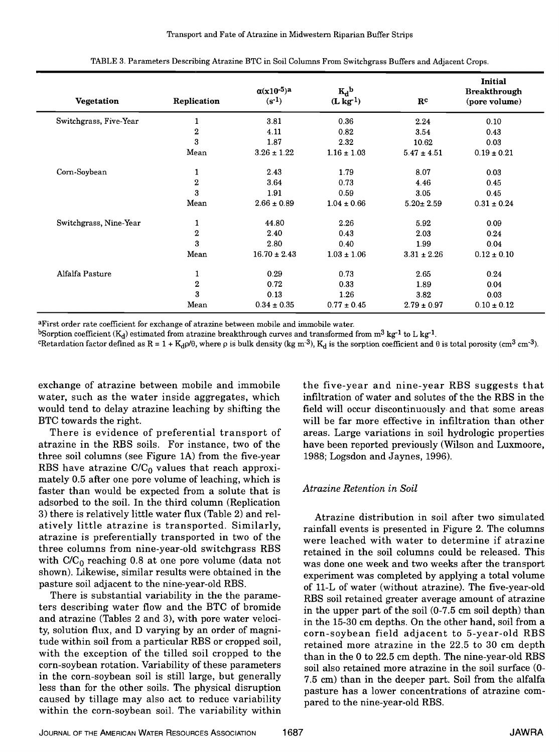TABLE 3. Parameters Describing Atrazine BTC in Soil Columns From Switchgrass Buffers and Adjacent Crops.

| Vegetation | Replication | $\alpha(x10^{-5})^a$ ($s^{-1}$) | $K_d{}^b$ ($L\ kg^{-1}$) | $R^c$ | Initial Breakthrough (pore volume) |
|---|---|---|---|---|---|
| Switchgrass, Five-Year | 1 | 3.81 | 0.36 | 2.24 | 0.10 |
| | 2 | 4.11 | 0.82 | 3.54 | 0.43 |
| | 3 | 1.87 | 2.32 | 10.62 | 0.03 |
| | Mean | 3.26 ± 1.22 | 1.16 ± 1.03 | 5.47 ± 4.51 | 0.19 ± 0.21 |
| Corn-Soybean | 1 | 2.43 | 1.79 | 8.07 | 0.03 |
| | 2 | 3.64 | 0.73 | 4.46 | 0.45 |
| | 3 | 1.91 | 0.59 | 3.05 | 0.45 |
| | Mean | 2.66 ± 0.89 | 1.04 ± 0.66 | 5.20± 2.59 | 0.31 ± 0.24 |
| Switchgrass, Nine-Year | 1 | 44.80 | 2.26 | 5.92 | 0.09 |
| | 2 | 2.40 | 0.43 | 2.03 | 0.24 |
| | 3 | 2.80 | 0.40 | 1.99 | 0.04 |
| | Mean | 16.70 ± 2.43 | 1.03 ± 1.06 | 3.31 ± 2.26 | 0.12 ± 0.10 |
| Alfalfa Pasture | 1 | 0.29 | 0.73 | 2.65 | 0.24 |
| | 2 | 0.72 | 0.33 | 1.89 | 0.04 |
| | 3 | 0.13 | 1.26 | 3.82 | 0.03 |
| | Mean | 0.34 ± 0.35 | 0.77 ± 0.45 | 2.79 ± 0.97 | 0.10 ± 0.12 |

[a]First order rate coefficient for exchange of atrazine between mobile and immobile water.
[b]Sorption coefficient ($K_d$) estimated from atrazine breakthrough curves and transformed from $m^3\ kg^{-1}$ to $L\ kg^{-1}$.
[c]Retardation factor defined as $R = 1 + K_d\rho/\theta$, where $\rho$ is bulk density ($kg\ m^{-3}$), $K_d$ is the sorption coefficient and $\theta$ is total porosity ($cm^3\ cm^{-3}$).

exchange of atrazine between mobile and immobile water, such as the water inside aggregates, which would tend to delay atrazine leaching by shifting the BTC towards the right.

There is evidence of preferential transport of atrazine in the RBS soils. For instance, two of the three soil columns (see Figure 1A) from the five-year RBS have atrazine $C/C_0$ values that reach approximately 0.5 after one pore volume of leaching, which is faster than would be expected from a solute that is adsorbed to the soil. In the third column (Replication 3) there is relatively little water flux (Table 2) and relatively little atrazine is transported. Similarly, atrazine is preferentially transported in two of the three columns from nine-year-old switchgrass RBS with $C/C_0$ reaching 0.8 at one pore volume (data not shown). Likewise, similar results were obtained in the pasture soil adjacent to the nine-year-old RBS.

There is substantial variability in the the parameters describing water flow and the BTC of bromide and atrazine (Tables 2 and 3), with pore water velocity, solution flux, and D varying by an order of magnitude within soil from a particular RBS or cropped soil, with the exception of the tilled soil cropped to the corn-soybean rotation. Variability of these parameters in the corn-soybean soil is still large, but generally less than for the other soils. The physical disruption caused by tillage may also act to reduce variability within the corn-soybean soil. The variability within the five-year and nine-year RBS suggests that infiltration of water and solutes of the the RBS in the field will occur discontinuously and that some areas will be far more effective in infiltration than other areas. Large variations in soil hydrologic properties have been reported previously (Wilson and Luxmoore, 1988; Logsdon and Jaynes, 1996).

### *Atrazine Retention in Soil*

Atrazine distribution in soil after two simulated rainfall events is presented in Figure 2. The columns were leached with water to determine if atrazine retained in the soil columns could be released. This was done one week and two weeks after the transport experiment was completed by applying a total volume of 11-L of water (without atrazine). The five-year-old RBS soil retained greater average amount of atrazine in the upper part of the soil (0-7.5 cm soil depth) than in the 15-30 cm depths. On the other hand, soil from a corn-soybean field adjacent to 5-year-old RBS retained more atrazine in the 22.5 to 30 cm depth than in the 0 to 22.5 cm depth. The nine-year-old RBS soil also retained more atrazine in the soil surface (0-7.5 cm) than in the deeper part. Soil from the alfalfa pasture has a lower concentrations of atrazine compared to the nine-year-old RBS.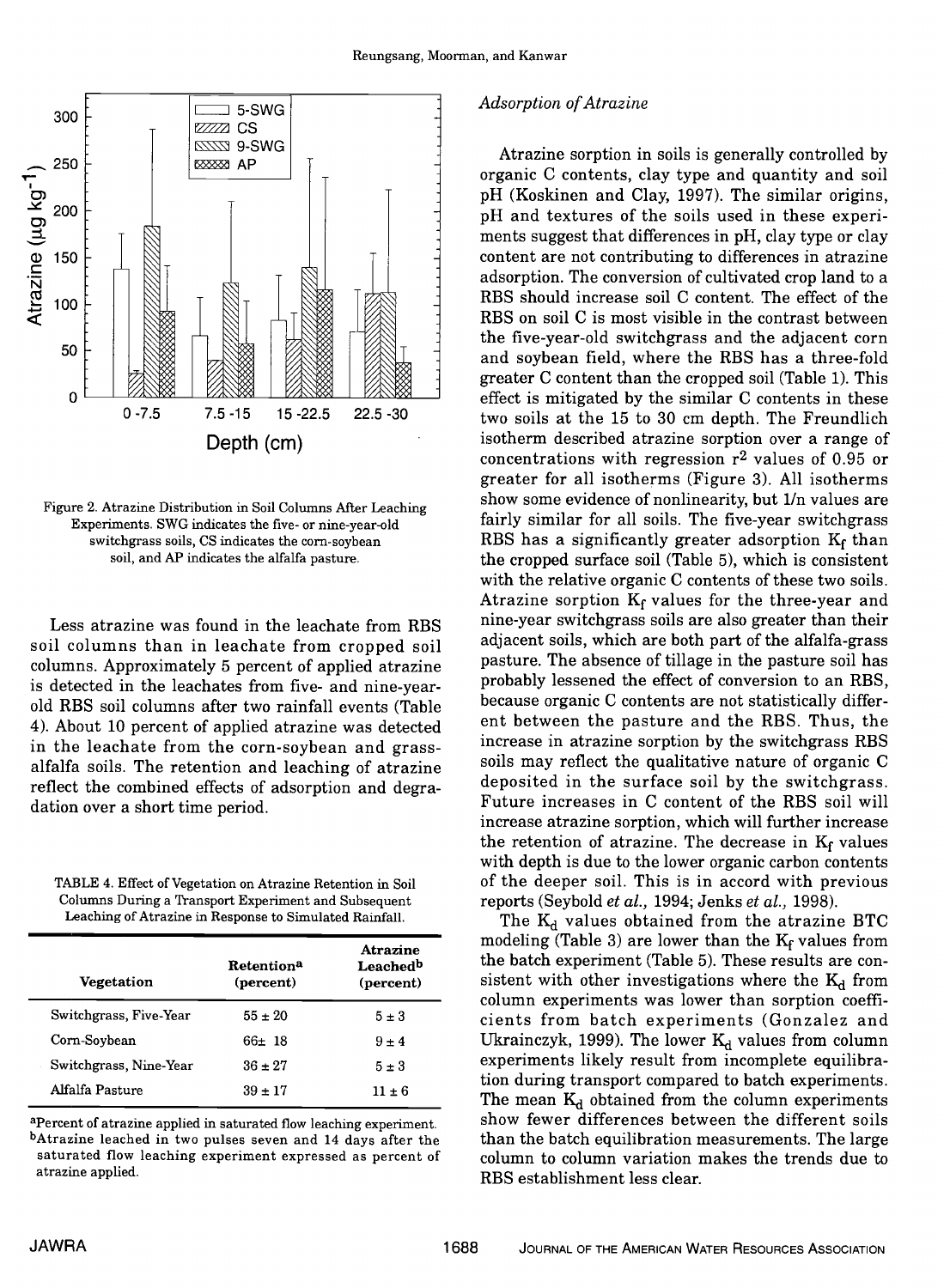Figure 2. Atrazine Distribution in Soil Columns After Leaching Experiments. SWG indicates the five- or nine-year-old switchgrass soils, CS indicates the corn-soybean soil, and AP indicates the alfalfa pasture.

Less atrazine was found in the leachate from RBS soil columns than in leachate from cropped soil columns. Approximately 5 percent of applied atrazine is detected in the leachates from five- and nine-year-old RBS soil columns after two rainfall events (Table 4). About 10 percent of applied atrazine was detected in the leachate from the corn-soybean and grass-alfalfa soils. The retention and leaching of atrazine reflect the combined effects of adsorption and degradation over a short time period.

TABLE 4. Effect of Vegetation on Atrazine Retention in Soil Columns During a Transport Experiment and Subsequent Leaching of Atrazine in Response to Simulated Rainfall.

| Vegetation | Retention[a] (percent) | Atrazine Leached[b] (percent) |
|---|---|---|
| Switchgrass, Five-Year | 55 ± 20 | 5 ± 3 |
| Corn-Soybean | 66± 18 | 9 ± 4 |
| Switchgrass, Nine-Year | 36 ± 27 | 5 ± 3 |
| Alfalfa Pasture | 39 ± 17 | 11 ± 6 |

[a]Percent of atrazine applied in saturated flow leaching experiment.
[b]Atrazine leached in two pulses seven and 14 days after the saturated flow leaching experiment expressed as percent of atrazine applied.

### *Adsorption of Atrazine*

Atrazine sorption in soils is generally controlled by organic C contents, clay type and quantity and soil pH (Koskinen and Clay, 1997). The similar origins, pH and textures of the soils used in these experiments suggest that differences in pH, clay type or clay content are not contributing to differences in atrazine adsorption. The conversion of cultivated crop land to a RBS should increase soil C content. The effect of the RBS on soil C is most visible in the contrast between the five-year-old switchgrass and the adjacent corn and soybean field, where the RBS has a three-fold greater C content than the cropped soil (Table 1). This effect is mitigated by the similar C contents in these two soils at the 15 to 30 cm depth. The Freundlich isotherm described atrazine sorption over a range of concentrations with regression $r^2$ values of 0.95 or greater for all isotherms (Figure 3). All isotherms show some evidence of nonlinearity, but $1/n$ values are fairly similar for all soils. The five-year switchgrass RBS has a significantly greater adsorption $K_f$ than the cropped surface soil (Table 5), which is consistent with the relative organic C contents of these two soils. Atrazine sorption $K_f$ values for the three-year and nine-year switchgrass soils are also greater than their adjacent soils, which are both part of the alfalfa-grass pasture. The absence of tillage in the pasture soil has probably lessened the effect of conversion to an RBS, because organic C contents are not statistically different between the pasture and the RBS. Thus, the increase in atrazine sorption by the switchgrass RBS soils may reflect the qualitative nature of organic C deposited in the surface soil by the switchgrass. Future increases in C content of the RBS soil will increase atrazine sorption, which will further increase the retention of atrazine. The decrease in $K_f$ values with depth is due to the lower organic carbon contents of the deeper soil. This is in accord with previous reports (Seybold *et al.*, 1994; Jenks *et al.*, 1998).

The $K_d$ values obtained from the atrazine BTC modeling (Table 3) are lower than the $K_f$ values from the batch experiment (Table 5). These results are consistent with other investigations where the $K_d$ from column experiments was lower than sorption coefficients from batch experiments (Gonzalez and Ukrainczyk, 1999). The lower $K_d$ values from column experiments likely result from incomplete equilibration during transport compared to batch experiments. The mean $K_d$ obtained from the column experiments show fewer differences between the different soils than the batch equilibration measurements. The large column to column variation makes the trends due to RBS establishment less clear.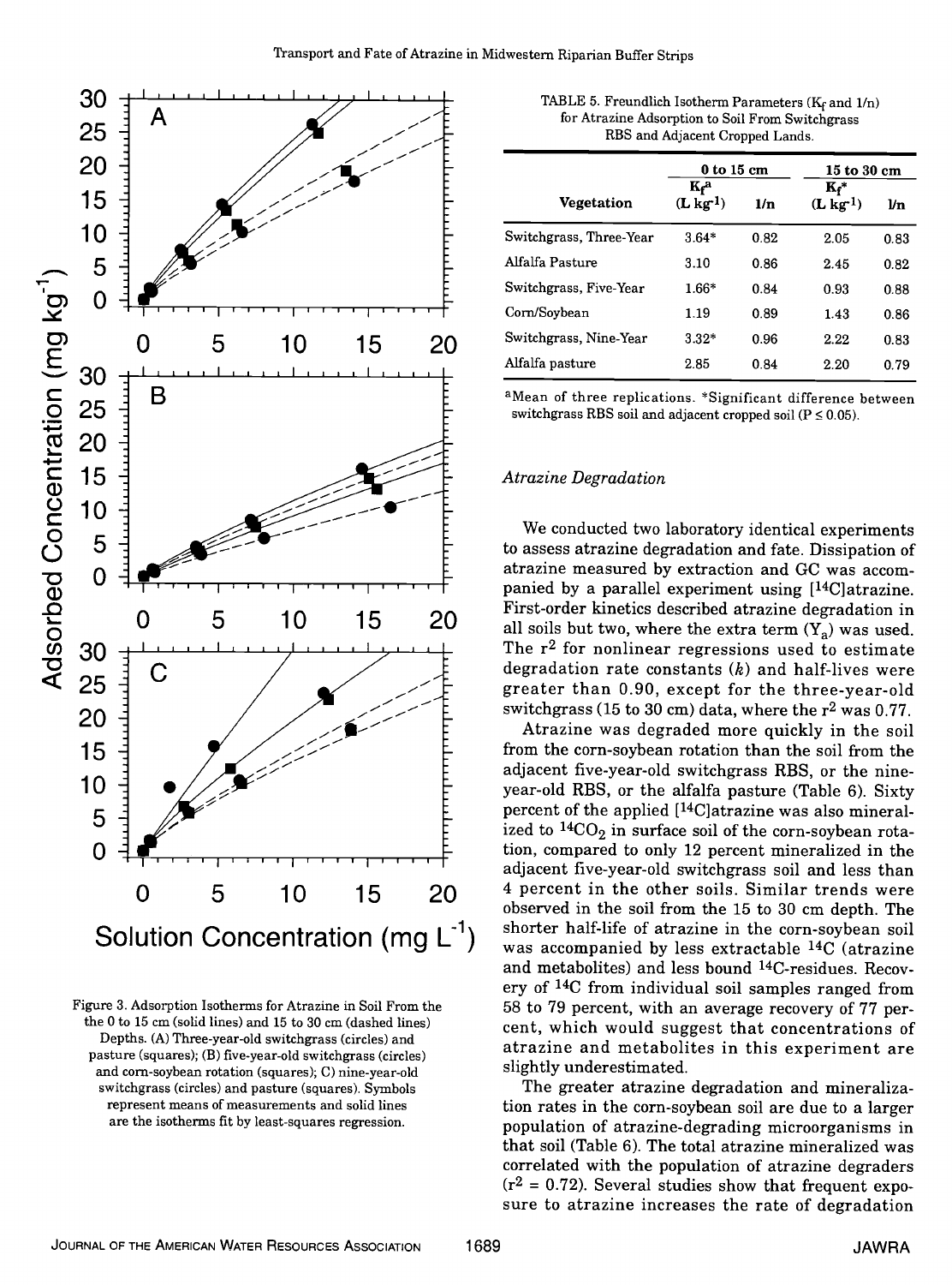Figure 3. Adsorption Isotherms for Atrazine in Soil From the the 0 to 15 cm (solid lines) and 15 to 30 cm (dashed lines) Depths. (A) Three-year-old switchgrass (circles) and pasture (squares); (B) five-year-old switchgrass (circles) and corn-soybean rotation (squares); C) nine-year-old switchgrass (circles) and pasture (squares). Symbols represent means of measurements and solid lines are the isotherms fit by least-squares regression.

TABLE 5. Freundlich Isotherm Parameters ($K_f$ and 1/n) for Atrazine Adsorption to Soil From Switchgrass RBS and Adjacent Cropped Lands.

| Vegetation | 0 to 15 cm | | 15 to 30 cm | |
|---|---|---|---|---|
| | $K_f$[a] (L kg$^{-1}$) | 1/n | $K_f$* (L kg$^{-1}$) | 1/n |
| Switchgrass, Three-Year | 3.64* | 0.82 | 2.05 | 0.83 |
| Alfalfa Pasture | 3.10 | 0.86 | 2.45 | 0.82 |
| Switchgrass, Five-Year | 1.66* | 0.84 | 0.93 | 0.88 |
| Corn/Soybean | 1.19 | 0.89 | 1.43 | 0.86 |
| Switchgrass, Nine-Year | 3.32* | 0.96 | 2.22 | 0.83 |
| Alfalfa pasture | 2.85 | 0.84 | 2.20 | 0.79 |

[a]Mean of three replications. *Significant difference between switchgrass RBS soil and adjacent cropped soil ($P \leq 0.05$).

### *Atrazine Degradation*

We conducted two laboratory identical experiments to assess atrazine degradation and fate. Dissipation of atrazine measured by extraction and GC was accompanied by a parallel experiment using [$^{14}$C]atrazine. First-order kinetics described atrazine degradation in all soils but two, where the extra term ($Y_a$) was used. The $r^2$ for nonlinear regressions used to estimate degradation rate constants ($k$) and half-lives were greater than 0.90, except for the three-year-old switchgrass (15 to 30 cm) data, where the $r^2$ was 0.77.

Atrazine was degraded more quickly in the soil from the corn-soybean rotation than the soil from the adjacent five-year-old switchgrass RBS, or the nine-year-old RBS, or the alfalfa pasture (Table 6). Sixty percent of the applied [$^{14}$C]atrazine was also mineralized to $^{14}CO_2$ in surface soil of the corn-soybean rotation, compared to only 12 percent mineralized in the adjacent five-year-old switchgrass soil and less than 4 percent in the other soils. Similar trends were observed in the soil from the 15 to 30 cm depth. The shorter half-life of atrazine in the corn-soybean soil was accompanied by less extractable $^{14}$C (atrazine and metabolites) and less bound $^{14}$C-residues. Recovery of $^{14}$C from individual soil samples ranged from 58 to 79 percent, with an average recovery of 77 percent, which would suggest that concentrations of atrazine and metabolites in this experiment are slightly underestimated.

The greater atrazine degradation and mineralization rates in the corn-soybean soil are due to a larger population of atrazine-degrading microorganisms in that soil (Table 6). The total atrazine mineralized was correlated with the population of atrazine degraders ($r^2 = 0.72$). Several studies show that frequent exposure to atrazine increases the rate of degradation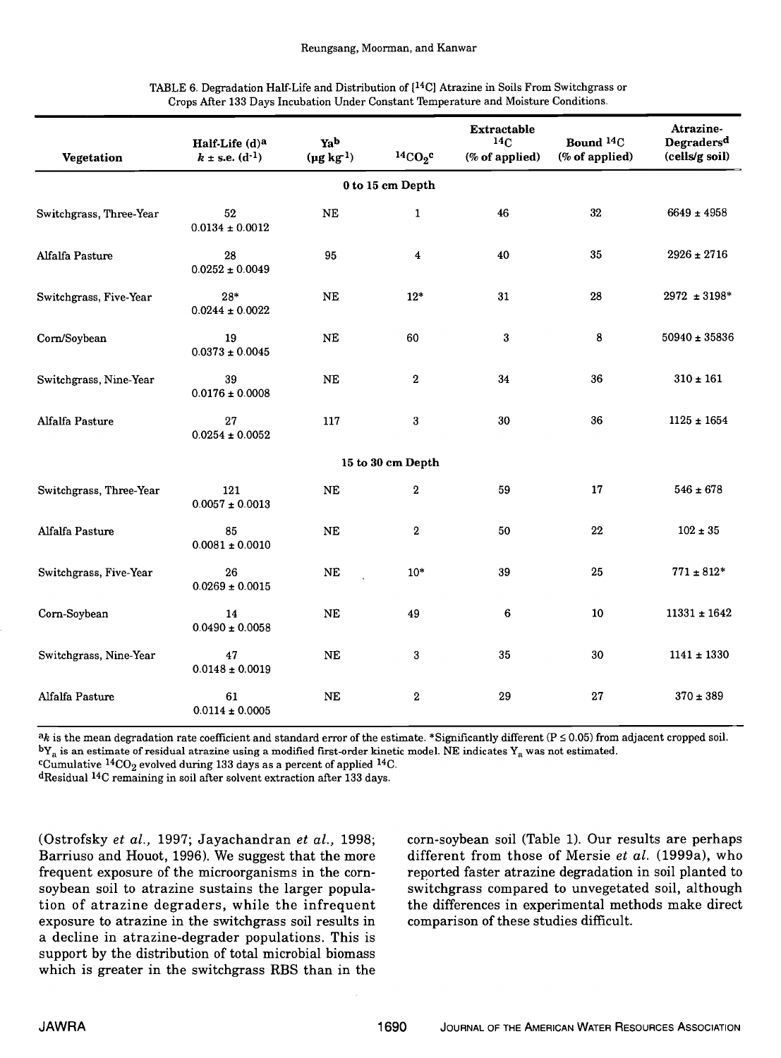TABLE 6. Degradation Half-Life and Distribution of [$^{14}$C] Atrazine in Soils From Switchgrass or Crops After 133 Days Incubation Under Constant Temperature and Moisture Conditions.

| Vegetation | Half-Life (d)[a] $k$ ± s.e. ($d^{-1}$) | $Y_a$[b] ($\mu g\ kg^{-1}$) | $^{14}CO_2$[c] | Extractable $^{14}C$ (% of applied) | Bound $^{14}C$ (% of applied) | Atrazine-Degraders[d] (cells/g soil) |
|---|---|---|---|---|---|---|
| **0 to 15 cm Depth** | | | | | | |
| Switchgrass, Three-Year | 52<br>0.0134 ± 0.0012 | NE | 1 | 46 | 32 | 6649 ± 4958 |
| Alfalfa Pasture | 28<br>0.0252 ± 0.0049 | 95 | 4 | 40 | 35 | 2926 ± 2716 |
| Switchgrass, Five-Year | 28*<br>0.0244 ± 0.0022 | NE | 12* | 31 | 28 | 2972 ± 3198* |
| Corn/Soybean | 19<br>0.0373 ± 0.0045 | NE | 60 | 3 | 8 | 50940 ± 35836 |
| Switchgrass, Nine-Year | 39<br>0.0176 ± 0.0008 | NE | 2 | 34 | 36 | 310 ± 161 |
| Alfalfa Pasture | 27<br>0.0254 ± 0.0052 | 117 | 3 | 30 | 36 | 1125 ± 1654 |
| **15 to 30 cm Depth** | | | | | | |
| Switchgrass, Three-Year | 121<br>0.0057 ± 0.0013 | NE | 2 | 59 | 17 | 546 ± 678 |
| Alfalfa Pasture | 85<br>0.0081 ± 0.0010 | NE | 2 | 50 | 22 | 102 ± 35 |
| Switchgrass, Five-Year | 26<br>0.0269 ± 0.0015 | NE | 10* | 39 | 25 | 771 ± 812* |
| Corn-Soybean | 14<br>0.0490 ± 0.0058 | NE | 49 | 6 | 10 | 11331 ± 1642 |
| Switchgrass, Nine-Year | 47<br>0.0148 ± 0.0019 | NE | 3 | 35 | 30 | 1141 ± 1330 |
| Alfalfa Pasture | 61<br>0.0114 ± 0.0005 | NE | 2 | 29 | 27 | 370 ± 389 |

[a] $k$ is the mean degradation rate coefficient and standard error of the estimate. *Significantly different ($P \leq 0.05$) from adjacent cropped soil.
[b] $Y_a$ is an estimate of residual atrazine using a modified first-order kinetic model. NE indicates $Y_a$ was not estimated.
[c] Cumulative $^{14}CO_2$ evolved during 133 days as a percent of applied $^{14}C$.
[d] Residual $^{14}C$ remaining in soil after solvent extraction after 133 days.

(Ostrofsky *et al.*, 1997; Jayachandran *et al.*, 1998; Barriuso and Houot, 1996). We suggest that the more frequent exposure of the microorganisms in the corn-soybean soil to atrazine sustains the larger population of atrazine degraders, while the infrequent exposure to atrazine in the switchgrass soil results in a decline in atrazine-degrader populations. This is support by the distribution of total microbial biomass which is greater in the switchgrass RBS than in the corn-soybean soil (Table 1). Our results are perhaps different from those of Mersie *et al.* (1999a), who reported faster atrazine degradation in soil planted to switchgrass compared to unvegetated soil, although the differences in experimental methods make direct comparison of these studies difficult.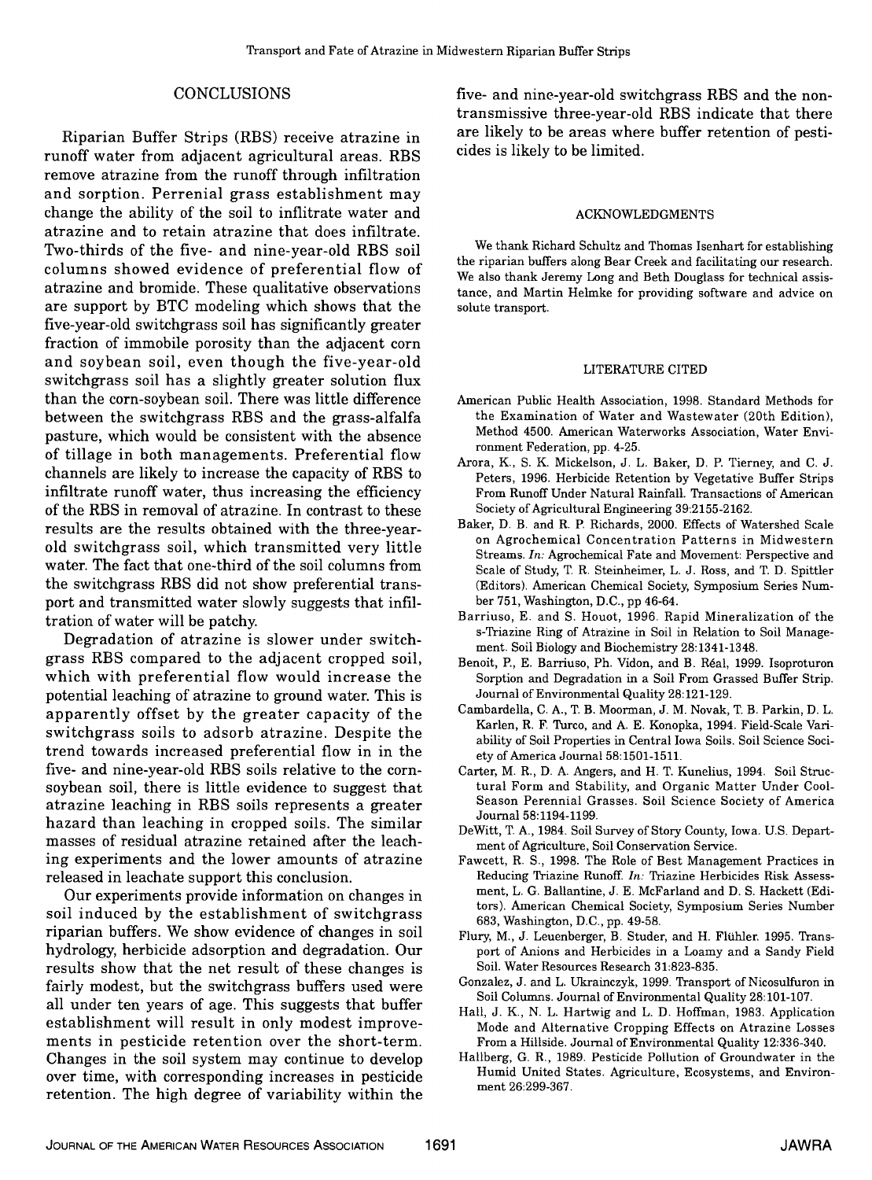## CONCLUSIONS

Riparian Buffer Strips (RBS) receive atrazine in runoff water from adjacent agricultural areas. RBS remove atrazine from the runoff through infiltration and sorption. Perrenial grass establishment may change the ability of the soil to inflitrate water and atrazine and to retain atrazine that does infiltrate. Two-thirds of the five- and nine-year-old RBS soil columns showed evidence of preferential flow of atrazine and bromide. These qualitative observations are support by BTC modeling which shows that the five-year-old switchgrass soil has significantly greater fraction of immobile porosity than the adjacent corn and soybean soil, even though the five-year-old switchgrass soil has a slightly greater solution flux than the corn-soybean soil. There was little difference between the switchgrass RBS and the grass-alfalfa pasture, which would be consistent with the absence of tillage in both managements. Preferential flow channels are likely to increase the capacity of RBS to infiltrate runoff water, thus increasing the efficiency of the RBS in removal of atrazine. In contrast to these results are the results obtained with the three-year-old switchgrass soil, which transmitted very little water. The fact that one-third of the soil columns from the switchgrass RBS did not show preferential transport and transmitted water slowly suggests that infiltration of water will be patchy.

Degradation of atrazine is slower under switchgrass RBS compared to the adjacent cropped soil, which with preferential flow would increase the potential leaching of atrazine to ground water. This is apparently offset by the greater capacity of the switchgrass soils to adsorb atrazine. Despite the trend towards increased preferential flow in in the five- and nine-year-old RBS soils relative to the corn-soybean soil, there is little evidence to suggest that atrazine leaching in RBS soils represents a greater hazard than leaching in cropped soils. The similar masses of residual atrazine retained after the leaching experiments and the lower amounts of atrazine released in leachate support this conclusion.

Our experiments provide information on changes in soil induced by the establishment of switchgrass riparian buffers. We show evidence of changes in soil hydrology, herbicide adsorption and degradation. Our results show that the net result of these changes is fairly modest, but the switchgrass buffers used were all under ten years of age. This suggests that buffer establishment will result in only modest improvements in pesticide retention over the short-term. Changes in the soil system may continue to develop over time, with corresponding increases in pesticide retention. The high degree of variability within the five- and nine-year-old switchgrass RBS and the non-transmissive three-year-old RBS indicate that there are likely to be areas where buffer retention of pesticides is likely to be limited.

## ACKNOWLEDGMENTS

We thank Richard Schultz and Thomas Isenhart for establishing the riparian buffers along Bear Creek and facilitating our research. We also thank Jeremy Long and Beth Douglass for technical assistance, and Martin Helmke for providing software and advice on solute transport.

## LITERATURE CITED

American Public Health Association, 1998. Standard Methods for the Examination of Water and Wastewater (20th Edition), Method 4500. American Waterworks Association, Water Environment Federation, pp. 4-25.

Arora, K., S. K. Mickelson, J. L. Baker, D. P. Tierney, and C. J. Peters, 1996. Herbicide Retention by Vegetative Buffer Strips From Runoff Under Natural Rainfall. Transactions of American Society of Agricultural Engineering 39:2155-2162.

Baker, D. B. and R. P. Richards, 2000. Effects of Watershed Scale on Agrochemical Concentration Patterns in Midwestern Streams. *In:* Agrochemical Fate and Movement: Perspective and Scale of Study, T. R. Steinheimer, L. J. Ross, and T. D. Spittler (Editors). American Chemical Society, Symposium Series Number 751, Washington, D.C., pp 46-64.

Barriuso, E. and S. Houot, 1996. Rapid Mineralization of the s-Triazine Ring of Atrazine in Soil in Relation to Soil Management. Soil Biology and Biochemistry 28:1341-1348.

Benoit, P., E. Barriuso, Ph. Vidon, and B. Réal, 1999. Isoproturon Sorption and Degradation in a Soil From Grassed Buffer Strip. Journal of Environmental Quality 28:121-129.

Cambardella, C. A., T. B. Moorman, J. M. Novak, T. B. Parkin, D. L. Karlen, R. F. Turco, and A. E. Konopka, 1994. Field-Scale Variability of Soil Properties in Central Iowa Soils. Soil Science Society of America Journal 58:1501-1511.

Carter, M. R., D. A. Angers, and H. T. Kunelius, 1994. Soil Structural Form and Stability, and Organic Matter Under Cool-Season Perennial Grasses. Soil Science Society of America Journal 58:1194-1199.

DeWitt, T. A., 1984. Soil Survey of Story County, Iowa. U.S. Department of Agriculture, Soil Conservation Service.

Fawcett, R. S., 1998. The Role of Best Management Practices in Reducing Triazine Runoff. *In:* Triazine Herbicides Risk Assessment, L. G. Ballantine, J. E. McFarland and D. S. Hackett (Editors). American Chemical Society, Symposium Series Number 683, Washington, D.C., pp. 49-58.

Flury, M., J. Leuenberger, B. Studer, and H. Flühler. 1995. Transport of Anions and Herbicides in a Loamy and a Sandy Field Soil. Water Resources Research 31:823-835.

Gonzalez, J. and L. Ukrainczyk, 1999. Transport of Nicosulfuron in Soil Columns. Journal of Environmental Quality 28:101-107.

Hall, J. K., N. L. Hartwig and L. D. Hoffman, 1983. Application Mode and Alternative Cropping Effects on Atrazine Losses From a Hillside. Journal of Environmental Quality 12:336-340.

Hallberg, G. R., 1989. Pesticide Pollution of Groundwater in the Humid United States. Agriculture, Ecosystems, and Environment 26:299-367.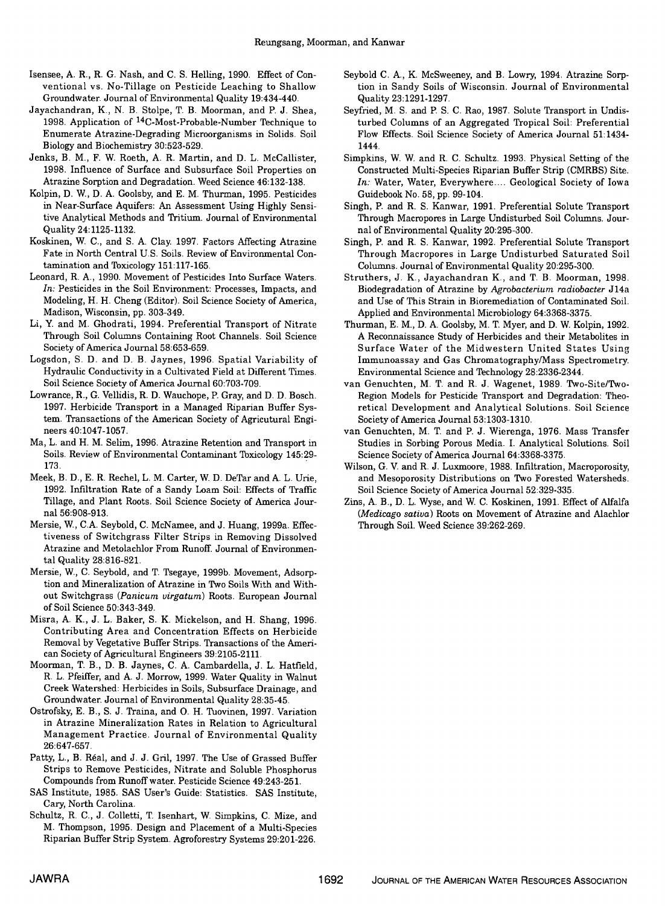Isensee, A. R., R. G. Nash, and C. S. Helling, 1990. Effect of Conventional vs. No-Tillage on Pesticide Leaching to Shallow Groundwater. Journal of Environmental Quality 19:434-440.

Jayachandran, K., N. B. Stolpe, T. B. Moorman, and P. J. Shea, 1998. Application of $^{14}C$-Most-Probable-Number Technique to Enumerate Atrazine-Degrading Microorganisms in Solids. Soil Biology and Biochemistry 30:523-529.

Jenks, B. M., F. W. Roeth, A. R. Martin, and D. L. McCallister, 1998. Influence of Surface and Subsurface Soil Properties on Atrazine Sorption and Degradation. Weed Science 46:132-138.

Kolpin, D. W., D. A. Goolsby, and E. M. Thurman, 1995. Pesticides in Near-Surface Aquifers: An Assessment Using Highly Sensitive Analytical Methods and Tritium. Journal of Environmental Quality 24:1125-1132.

Koskinen, W. C., and S. A. Clay. 1997. Factors Affecting Atrazine Fate in North Central U.S. Soils. Review of Environmental Contamination and Toxicology 151:117-165.

Leonard, R. A., 1990. Movement of Pesticides Into Surface Waters. *In:* Pesticides in the Soil Environment: Processes, Impacts, and Modeling, H. H. Cheng (Editor). Soil Science Society of America, Madison, Wisconsin, pp. 303-349.

Li, Y. and M. Ghodrati, 1994. Preferential Transport of Nitrate Through Soil Columns Containing Root Channels. Soil Science Society of America Journal 58:653-659.

Logsdon, S. D. and D. B. Jaynes, 1996. Spatial Variability of Hydraulic Conductivity in a Cultivated Field at Different Times. Soil Science Society of America Journal 60:703-709.

Lowrance, R., G. Vellidis, R. D. Wauchope, P. Gray, and D. D. Bosch. 1997. Herbicide Transport in a Managed Riparian Buffer System. Transactions of the American Society of Agricultural Engineers 40:1047-1057.

Ma, L. and H. M. Selim, 1996. Atrazine Retention and Transport in Soils. Review of Environmental Contaminant Toxicology 145:29-173.

Meek, B. D., E. R. Rechel, L. M. Carter, W. D. DeTar and A. L. Urie, 1992. Infiltration Rate of a Sandy Loam Soil: Effects of Traffic Tillage, and Plant Roots. Soil Science Society of America Journal 56:908-913.

Mersie, W., C.A. Seybold, C. McNamee, and J. Huang, 1999a. Effectiveness of Switchgrass Filter Strips in Removing Dissolved Atrazine and Metolachlor From Runoff. Journal of Environmental Quality 28:816-821.

Mersie, W., C. Seybold, and T. Tsegaye, 1999b. Movement, Adsorption and Mineralization of Atrazine in Two Soils With and Without Switchgrass (*Panicum virgatum*) Roots. European Journal of Soil Science 50:343-349.

Misra, A. K., J. L. Baker, S. K. Mickelson, and H. Shang, 1996. Contributing Area and Concentration Effects on Herbicide Removal by Vegetative Buffer Strips. Transactions of the American Society of Agricultural Engineers 39:2105-2111.

Moorman, T. B., D. B. Jaynes, C. A. Cambardella, J. L. Hatfield, R. L. Pfeiffer, and A. J. Morrow, 1999. Water Quality in Walnut Creek Watershed: Herbicides in Soils, Subsurface Drainage, and Groundwater. Journal of Environmental Quality 28:35-45.

Ostrofsky, E. B., S. J. Traina, and O. H. Tuovinen, 1997. Variation in Atrazine Mineralization Rates in Relation to Agricultural Management Practice. Journal of Environmental Quality 26:647-657.

Patty, L., B. Réal, and J. J. Gril, 1997. The Use of Grassed Buffer Strips to Remove Pesticides, Nitrate and Soluble Phosphorus Compounds from Runoff water. Pesticide Science 49:243-251.

SAS Institute, 1985. SAS User's Guide: Statistics. SAS Institute, Cary, North Carolina.

Schultz, R. C., J. Colletti, T. Isenhart, W. Simpkins, C. Mize, and M. Thompson, 1995. Design and Placement of a Multi-Species Riparian Buffer Strip System. Agroforestry Systems 29:201-226.

Seybold C. A., K. McSweeney, and B. Lowry, 1994. Atrazine Sorption in Sandy Soils of Wisconsin. Journal of Environmental Quality 23:1291-1297.

Seyfried, M. S. and P. S. C. Rao, 1987. Solute Transport in Undisturbed Columns of an Aggregated Tropical Soil: Preferential Flow Effects. Soil Science Society of America Journal 51:1434-1444.

Simpkins, W. W. and R. C. Schultz. 1993. Physical Setting of the Constructed Multi-Species Riparian Buffer Strip (CMRBS) Site. *In:* Water, Water, Everywhere.... Geological Society of Iowa Guidebook No. 58, pp. 99-104.

Singh, P. and R. S. Kanwar, 1991. Preferential Solute Transport Through Macropores in Large Undisturbed Soil Columns. Journal of Environmental Quality 20:295-300.

Singh, P. and R. S. Kanwar, 1992. Preferential Solute Transport Through Macropores in Large Undisturbed Saturated Soil Columns. Journal of Environmental Quality 20:295-300.

Struthers, J. K., Jayachandran K., and T. B. Moorman, 1998. Biodegradation of Atrazine by *Agrobacterium radiobacter* J14a and Use of This Strain in Bioremediation of Contaminated Soil. Applied and Environmental Microbiology 64:3368-3375.

Thurman, E. M., D. A. Goolsby, M. T. Myer, and D. W. Kolpin, 1992. A Reconnaissance Study of Herbicides and their Metabolites in Surface Water of the Midwestern United States Using Immunoassay and Gas Chromatography/Mass Spectrometry. Environmental Science and Technology 28:2336-2344.

van Genuchten, M. T. and R. J. Wagenet, 1989. Two-Site/Two-Region Models for Pesticide Transport and Degradation: Theoretical Development and Analytical Solutions. Soil Science Society of America Journal 53:1303-1310.

van Genuchten, M. T. and P. J. Wierenga, 1976. Mass Transfer Studies in Sorbing Porous Media. I. Analytical Solutions. Soil Science Society of America Journal 64:3368-3375.

Wilson, G. V. and R. J. Luxmoore, 1988. Infiltration, Macroporosity, and Mesoporosity Distributions on Two Forested Watersheds. Soil Science Society of America Journal 52:329-335.

Zins, A. B., D. L. Wyse, and W. C. Koskinen, 1991. Effect of Alfalfa (*Medicago sativa*) Roots on Movement of Atrazine and Alachlor Through Soil. Weed Science 39:262-269.